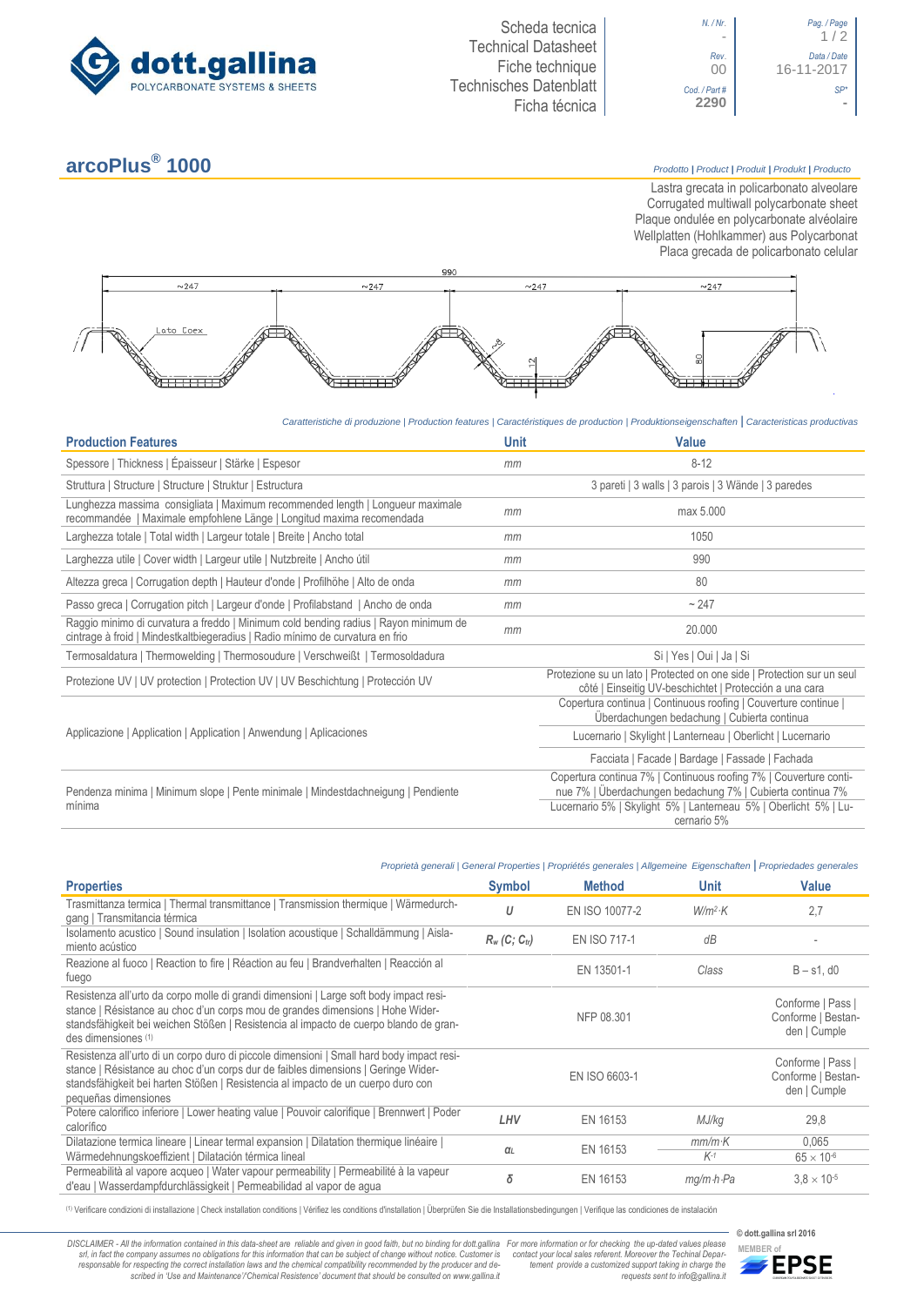dott.gallina
POLYCARBONATE SYSTEMS & SHEETS

Scheda tecnica
Technical Datasheet
Fiche technique
Technisches Datenblatt
Ficha técnica

| N. / Nr. | Pag. / Page |
|---|---|
| - | 1 / 2 |
| Rev. | Data / Date |
| 00 | 16-11-2017 |
| Cod. / Part # | SP* |
| 2290 | - |

# arcoPlus® 1000

*Prodotto | Product | Produit | Produkt | Producto*

Lastra grecata in policarbonato alveolare
Corrugated multiwall polycarbonate sheet
Plaque ondulée en polycarbonate alvéolaire
Wellplatten (Hohlkammer) aus Polycarbonat
Placa grecada de policarbonato celular

990
~247 ~247 ~247 ~247
Lato Coex
12 80

*Caratteristiche di produzione | Production features | Caractéristiques de production | Produktionseigenschaften | Caracteristicas productivas*

| Production Features | Unit | Value |
|---|---|---|
| Spessore \| Thickness \| Épaisseur \| Stärke \| Espesor | mm | 8-12 |
| Struttura \| Structure \| Structure \| Struktur \| Estructura | | 3 pareti \| 3 walls \| 3 parois \| 3 Wände \| 3 paredes |
| Lunghezza massima consigliata \| Maximum recommended length \| Longueur maximale recommandée \| Maximale empfohlene Länge \| Longitud maxima recomendada | mm | max 5.000 |
| Larghezza totale \| Total width \| Largeur totale \| Breite \| Ancho total | mm | 1050 |
| Larghezza utile \| Cover width \| Largeur utile \| Nutzbreite \| Ancho útil | mm | 990 |
| Altezza greca \| Corrugation depth \| Hauteur d'onde \| Profilhöhe \| Alto de onda | mm | 80 |
| Passo greca \| Corrugation pitch \| Largeur d'onde \| Profilabstand \| Ancho de onda | mm | ~ 247 |
| Raggio minimo di curvatura a freddo \| Minimum cold bending radius \| Rayon minimum de cintrage à froid \| Mindestkaltbiegeradius \| Radio mínimo de curvatura en frio | mm | 20.000 |
| Termosaldatura \| Thermowelding \| Thermosoudure \| Verschweißt \| Termosoldadura | | Si \| Yes \| Oui \| Ja \| Si |
| Protezione UV \| UV protection \| Protection UV \| UV Beschichtung \| Protección UV | | Protezione su un lato \| Protected on one side \| Protection sur un seul côté \| Einseitig UV-beschichtet \| Protección a una cara |
| Applicazione \| Application \| Application \| Anwendung \| Aplicaciones | | Copertura continua \| Continuous roofing \| Couverture continue \| Überdachungen bedachung \| Cubierta continua |
| | | Lucernario \| Skylight \| Lanterneau \| Oberlicht \| Lucernario |
| | | Facciata \| Facade \| Bardage \| Fassade \| Fachada |
| Pendenza minima \| Minimum slope \| Pente minimale \| Mindestdachneigung \| Pendiente mínima | | Copertura continua 7% \| Continuous roofing 7% \| Couverture continue 7% \| Überdachungen bedachung 7% \| Cubierta continua 7% |
| | | Lucernario 5% \| Skylight 5% \| Lanterneau 5% \| Oberlicht 5% \| Lucernario 5% |

*Proprietà generali | General Properties | Propriétés generales | Allgemeine Eigenschaften | Propriedades generales*

| Properties | Symbol | Method | Unit | Value |
|---|---|---|---|---|
| Trasmittanza termica \| Thermal transmittance \| Transmission thermique \| Wärmedurchgang \| Transmitancia térmica | $U$ | EN ISO 10077-2 | $W/m^2{\cdot}K$ | 2,7 |
| Isolamento acustico \| Sound insulation \| Isolation acoustique \| Schalldämmung \| Aislamiento acústico | $R_w$ $(C; C_{tr})$ | EN ISO 717-1 | dB | - |
| Reazione al fuoco \| Reaction to fire \| Réaction au feu \| Brandverhalten \| Reacción al fuego | | EN 13501-1 | Class | B – s1, d0 |
| Resistenza all'urto da corpo molle di grandi dimensioni \| Large soft body impact resistance \| Résistance au choc d'un corps mou de grandes dimensions \| Hohe Widerstandsfähigkeit bei weichen Stößen \| Resistencia al impacto de cuerpo blando de grandes dimensiones [1] | | NFP 08.301 | | Conforme \| Pass \| Conforme \| Bestanden \| Cumple |
| Resistenza all'urto di un corpo duro di piccole dimensioni \| Small hard body impact resistance \| Résistance au choc d'un corps dur de faibles dimensions \| Geringe Widerstandsfähigkeit bei harten Stößen \| Resistencia al impacto de un cuerpo duro con pequeñas dimensiones | | EN ISO 6603-1 | | Conforme \| Pass \| Conforme \| Bestanden \| Cumple |
| Potere calorifico inferiore \| Lower heating value \| Pouvoir calorifique \| Brennwert \| Poder calorífico | LHV | EN 16153 | MJ/kg | 29,8 |
| Dilatazione termica lineare \| Linear termal expansion \| Dilatation thermique linéaire \| Wärmedehnungskoeffizient \| Dilatación térmica lineal | $\alpha_L$ | EN 16153 | $mm/m{\cdot}K$ | 0,065 |
| | | | $K^{-1}$ | $65 \times 10^{-6}$ |
| Permeabilità al vapore acqueo \| Water vapour permeability \| Perméabilité à la vapeur d'eau \| Wasserdampfdurchlässigkeit \| Permeabilidad al vapor de agua | $\delta$ | EN 16153 | $mg/m{\cdot}h{\cdot}Pa$ | $3{,}8 \times 10^{-5}$ |

[1] Verificare condizioni di installazione | Check installation conditions | Vérifiez les conditions d'installation | Überprüfen Sie die Installationsbedingungen | Verifique las condiciones de instalación

*DISCLAIMER - All the information contained in this data-sheet are reliable and given in good faith, but no binding for dott.gallina srl, in fact the company assumes no obligations for this information that can be subject of change without notice. Customer is responsable for respecting the correct installation laws and the chemical compatibility recommended by the producer and described in 'Use and Maintenance'/'Chemical Resistence' document that should be consulted on www.gallina.it*

*For more information or for checking the up-dated values please contact your local sales referent. Moreover the Techinal Department provide a customized support taking in charge the requests sent to info@gallina.it*

© dott.gallina srl 2016

MEMBER of EPSE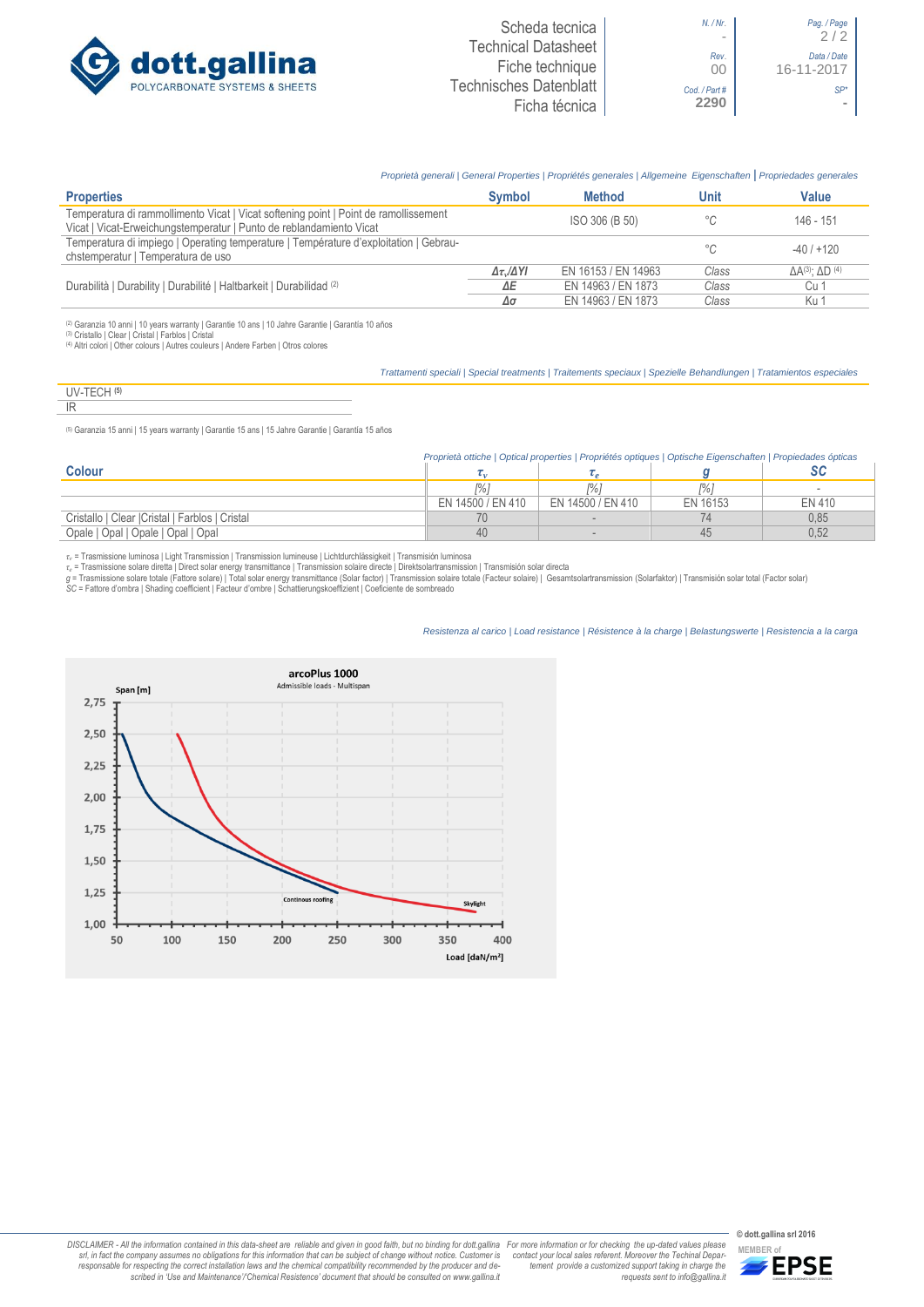*Proprietà generali | General Properties | Propriétés generales | Allgemeine Eigenschaften | Propriedades generales*

| Properties | Symbol | Method | Unit | Value |
|---|---|---|---|---|
| Temperatura di rammollimento Vicat \| Vicat softening point \| Point de ramollissement Vicat \| Vicat-Erweichungstemperatur \| Punto de reblandamiento Vicat | | ISO 306 (B 50) | °C | 146 - 151 |
| Temperatura di impiego \| Operating temperature \| Température d'exploitation \| Gebrauchstemperatur \| Temperatura de uso | | | °C | -40 / +120 |
| Durabilità \| Durability \| Durabilité \| Haltbarkeit \| Durabilidad [2] | $\Delta\tau_v/\Delta YI$ | EN 16153 / EN 14963 | Class | ΔA[3]; ΔD [4] |
| | $\Delta E$ | EN 14963 / EN 1873 | Class | Cu 1 |
| | $\Delta\sigma$ | EN 14963 / EN 1873 | Class | Ku 1 |

[2] Garanzia 10 anni | 10 years warranty | Garantie 10 ans | 10 Jahre Garantie | Garantía 10 años
[3] Cristallo | Clear | Cristal | Farblos | Cristal
[4] Altri colori | Other colours | Autres couleurs | Andere Farben | Otros colores

*Trattamenti speciali | Special treatments | Traitements speciaux | Spezielle Behandlungen | Tratamientos especiales*

UV-TECH [5]
IR

[5] Garanzia 15 anni | 15 years warranty | Garantie 15 ans | 15 Jahre Garantie | Garantía 15 años

*Proprietà ottiche | Optical properties | Propriétés optiques | Optische Eigenschaften | Propiedades ópticas*

| Colour | $\tau_v$ | $\tau_e$ | $g$ | SC |
|---|---|---|---|---|
| | [%] | [%] | [%] | - |
| | EN 14500 / EN 410 | EN 14500 / EN 410 | EN 16153 | EN 410 |
| Cristallo \| Clear \|Cristal \| Farblos \| Cristal | 70 | - | 74 | 0,85 |
| Opale \| Opal \| Opale \| Opal \| Opal | 40 | - | 45 | 0,52 |

$\tau_v$ = Trasmissione luminosa | Light Transmission | Transmission lumineuse | Lichtdurchlässigkeit | Transmisión luminosa
$\tau_e$ = Trasmissione solare diretta | Direct solar energy transmittance | Transmission solaire directe | Direktsolartransmission | Transmisión solar directa
$g$ = Trasmissione solare totale (Fattore solare) | Total solar energy transmittance (Solar factor) | Transmission solaire totale (Facteur solaire) | Gesamtsolartransmission (Solarfaktor) | Transmisión solar total (Factor solar)
$SC$ = Fattore d'ombra | Shading coefficient | Facteur d'ombre | Schattierungskoeffizient | Coeficiente de sombreado

*Resistenza al carico | Load resistance | Résistence à la charge | Belastungswerte | Resistencia a la carga*

arcoPlus 1000
Admissible loads - Multispan
Span [m]
2,75
2,50
2,25
2,00
1,75
1,50
1,25
1,00
50 100 150 200 250 300 350 400
Load [daN/m²]
Continous roofing
Skylight

DISCLAIMER - All the information contained in this data-sheet are reliable and given in good faith, but no binding for dott.gallina srl, in fact the company assumes no obligations for this information that can be subject of change without notice. Customer is responsable for respecting the correct installation laws and the chemical compatibility recommended by the producer and described in 'Use and Maintenance'/'Chemical Resistence' document that should be consulted on www.gallina.it For more information or for checking the up-dated values please contact your local sales referent. Moreover the Techinal Department provide a customized support taking in charge the requests sent to info@gallina.it

© dott.gallina srl 2016
MEMBER of EPSE